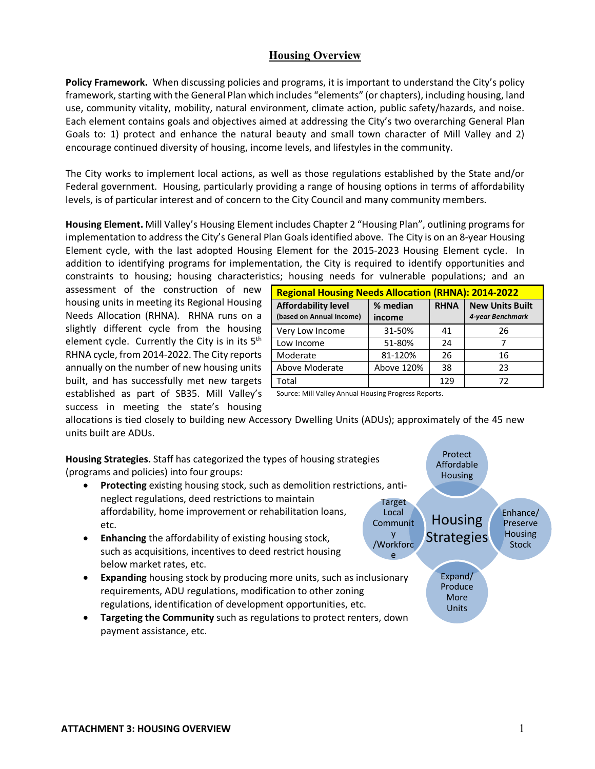# Housing Overview

**Policy Framework.** When discussing policies and programs, it is important to understand the City's policy framework, starting with the General Plan which includes "elements" (or chapters), including housing, land use, community vitality, mobility, natural environment, climate action, public safety/hazards, and noise. Each element contains goals and objectives aimed at addressing the City's two overarching General Plan Goals to: 1) protect and enhance the natural beauty and small town character of Mill Valley and 2) encourage continued diversity of housing, income levels, and lifestyles in the community.

The City works to implement local actions, as well as those regulations established by the State and/or Federal government. Housing, particularly providing a range of housing options in terms of affordability levels, is of particular interest and of concern to the City Council and many community members.

**Housing Element.** Mill Valley's Housing Element includes Chapter 2 "Housing Plan", outlining programs for implementation to address the City's General Plan Goals identified above. The City is on an 8-year Housing Element cycle, with the last adopted Housing Element for the 2015-2023 Housing Element cycle. In addition to identifying programs for implementation, the City is required to identify opportunities and constraints to housing; housing characteristics; housing needs for vulnerable populations; and an assessment of the construction of new housing units in meeting its Regional Housing Needs Allocation (RHNA). RHNA runs on a slightly different cycle from the housing element cycle. Currently the City is in its 5th RHNA cycle, from 2014-2022. The City reports annually on the number of new housing units built, and has successfully met new targets established as part of SB35. Mill Valley's success in meeting the state's housing allocations is tied closely to building new Accessory Dwelling Units (ADUs); approximately of the 45 new units built are ADUs.

**Regional Housing Needs Allocation (RHNA): 2014-2022**

| Affordability level (based on Annual Income) | % median income | RHNA | New Units Built *4-year Benchmark* |
|---|---|---|---|
| Very Low Income | 31-50% | 41 | 26 |
| Low Income | 51-80% | 24 | 7 |
| Moderate | 81-120% | 26 | 16 |
| Above Moderate | Above 120% | 38 | 23 |
| Total | | 129 | 72 |

Source: Mill Valley Annual Housing Progress Reports.

**Housing Strategies.** Staff has categorized the types of housing strategies (programs and policies) into four groups:

- **Protecting** existing housing stock, such as demolition restrictions, anti-neglect regulations, deed restrictions to maintain affordability, home improvement or rehabilitation loans, etc.
- **Enhancing** the affordability of existing housing stock, such as acquisitions, incentives to deed restrict housing below market rates, etc.
- **Expanding** housing stock by producing more units, such as inclusionary requirements, ADU regulations, modification to other zoning regulations, identification of development opportunities, etc.
- **Targeting the Community** such as regulations to protect renters, down payment assistance, etc.

Housing Strategies: Protect Affordable Housing; Enhance/ Preserve Housing Stock; Expand/ Produce More Units; Target Local Community /Workforce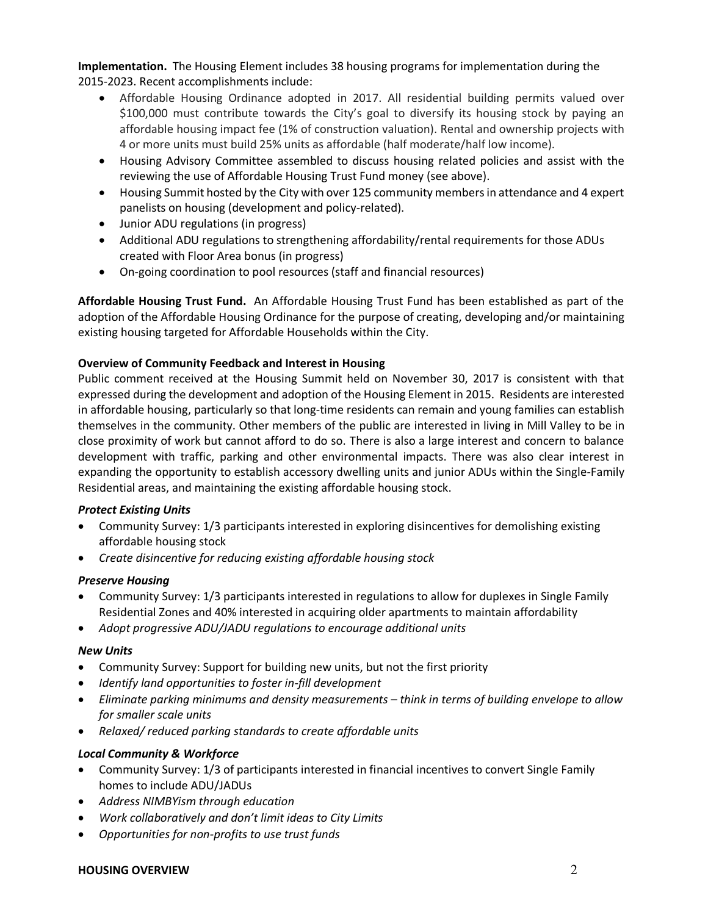**Implementation.** The Housing Element includes 38 housing programs for implementation during the 2015-2023. Recent accomplishments include:

- Affordable Housing Ordinance adopted in 2017. All residential building permits valued over $100,000 must contribute towards the City's goal to diversify its housing stock by paying an affordable housing impact fee (1% of construction valuation). Rental and ownership projects with 4 or more units must build 25% units as affordable (half moderate/half low income).
- Housing Advisory Committee assembled to discuss housing related policies and assist with the reviewing the use of Affordable Housing Trust Fund money (see above).
- Housing Summit hosted by the City with over 125 community members in attendance and 4 expert panelists on housing (development and policy-related).
- Junior ADU regulations (in progress)
- Additional ADU regulations to strengthening affordability/rental requirements for those ADUs created with Floor Area bonus (in progress)
- On-going coordination to pool resources (staff and financial resources)

**Affordable Housing Trust Fund.** An Affordable Housing Trust Fund has been established as part of the adoption of the Affordable Housing Ordinance for the purpose of creating, developing and/or maintaining existing housing targeted for Affordable Households within the City.

**Overview of Community Feedback and Interest in Housing**

Public comment received at the Housing Summit held on November 30, 2017 is consistent with that expressed during the development and adoption of the Housing Element in 2015. Residents are interested in affordable housing, particularly so that long-time residents can remain and young families can establish themselves in the community. Other members of the public are interested in living in Mill Valley to be in close proximity of work but cannot afford to do so. There is also a large interest and concern to balance development with traffic, parking and other environmental impacts. There was also clear interest in expanding the opportunity to establish accessory dwelling units and junior ADUs within the Single-Family Residential areas, and maintaining the existing affordable housing stock.

***Protect Existing Units***

- Community Survey: 1/3 participants interested in exploring disincentives for demolishing existing affordable housing stock
- *Create disincentive for reducing existing affordable housing stock*

***Preserve Housing***

- Community Survey: 1/3 participants interested in regulations to allow for duplexes in Single Family Residential Zones and 40% interested in acquiring older apartments to maintain affordability
- *Adopt progressive ADU/JADU regulations to encourage additional units*

***New Units***

- Community Survey: Support for building new units, but not the first priority
- *Identify land opportunities to foster in-fill development*
- *Eliminate parking minimums and density measurements – think in terms of building envelope to allow for smaller scale units*
- *Relaxed/ reduced parking standards to create affordable units*

***Local Community & Workforce***

- Community Survey: 1/3 of participants interested in financial incentives to convert Single Family homes to include ADU/JADUs
- *Address NIMBYism through education*
- *Work collaboratively and don't limit ideas to City Limits*
- *Opportunities for non-profits to use trust funds*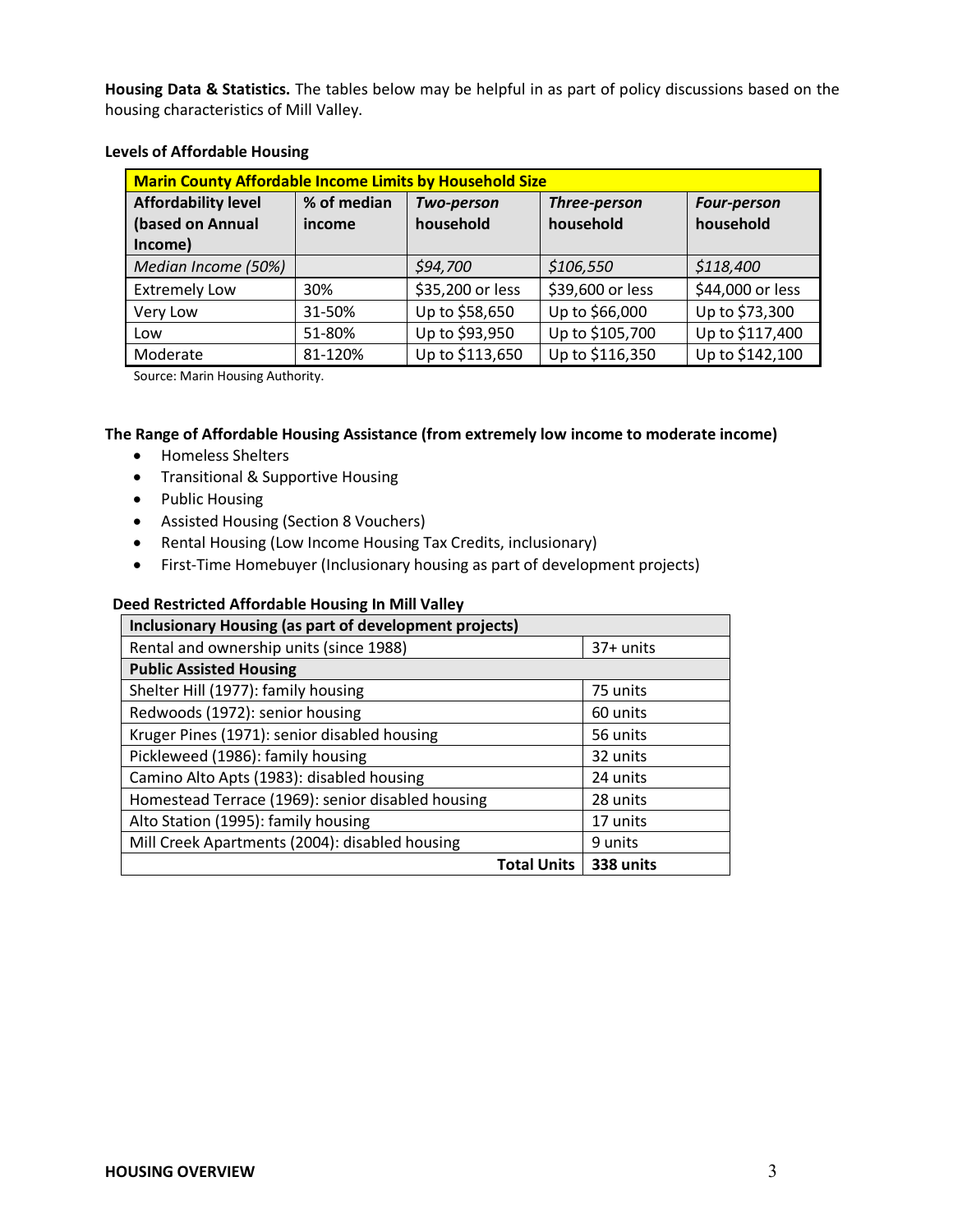**Housing Data & Statistics.** The tables below may be helpful in as part of policy discussions based on the housing characteristics of Mill Valley.

**Levels of Affordable Housing**

| **Marin County Affordable Income Limits by Household Size** | | | | |
|---|---|---|---|---|
| **Affordability level (based on Annual Income)** | **% of median income** | ***Two-person household*** | ***Three-person household*** | ***Four-person household*** |
| *Median Income (50%)* | | *$94,700* | *$106,550* | *$118,400* |
| Extremely Low | 30% | $35,200 or less | $39,600 or less | $44,000 or less |
| Very Low | 31-50% | Up to $58,650 | Up to $66,000 | Up to $73,300 |
| Low | 51-80% | Up to $93,950 | Up to $105,700 | Up to $117,400 |
| Moderate | 81-120% | Up to $113,650 | Up to $116,350 | Up to $142,100 |

Source: Marin Housing Authority.

**The Range of Affordable Housing Assistance (from extremely low income to moderate income)**

- Homeless Shelters
- Transitional & Supportive Housing
- Public Housing
- Assisted Housing (Section 8 Vouchers)
- Rental Housing (Low Income Housing Tax Credits, inclusionary)
- First-Time Homebuyer (Inclusionary housing as part of development projects)

**Deed Restricted Affordable Housing In Mill Valley**

| **Inclusionary Housing (as part of development projects)** | |
|---|---|
| Rental and ownership units (since 1988) | 37+ units |
| **Public Assisted Housing** | |
| Shelter Hill (1977): family housing | 75 units |
| Redwoods (1972): senior housing | 60 units |
| Kruger Pines (1971): senior disabled housing | 56 units |
| Pickleweed (1986): family housing | 32 units |
| Camino Alto Apts (1983): disabled housing | 24 units |
| Homestead Terrace (1969): senior disabled housing | 28 units |
| Alto Station (1995): family housing | 17 units |
| Mill Creek Apartments (2004): disabled housing | 9 units |
| **Total Units** | **338 units** |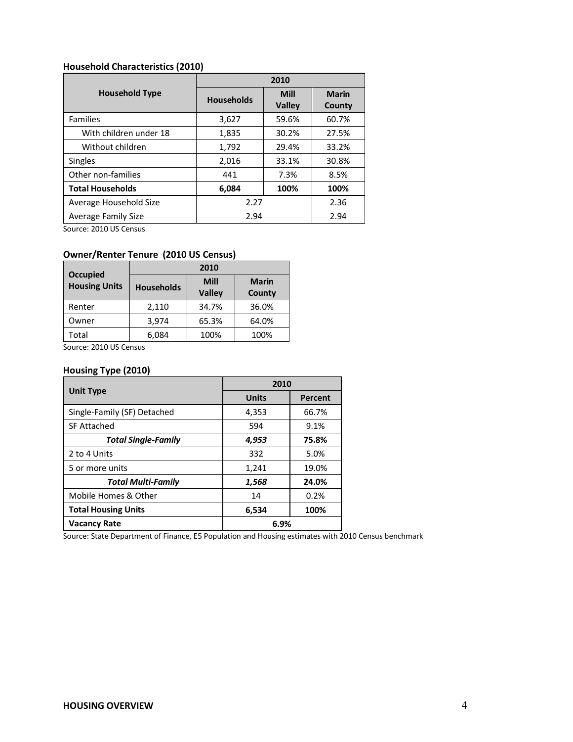### Household Characteristics (2010)

| Household Type | 2010 | | |
|---|---|---|---|
| | Households | Mill Valley | Marin County |
| Families | 3,627 | 59.6% | 60.7% |
| With children under 18 | 1,835 | 30.2% | 27.5% |
| Without children | 1,792 | 29.4% | 33.2% |
| Singles | 2,016 | 33.1% | 30.8% |
| Other non-families | 441 | 7.3% | 8.5% |
| **Total Households** | **6,084** | **100%** | **100%** |
| Average Household Size | 2.27 | | 2.36 |
| Average Family Size | 2.94 | | 2.94 |

Source: 2010 US Census

### Owner/Renter Tenure (2010 US Census)

| Occupied Housing Units | 2010 | | |
|---|---|---|---|
| | Households | Mill Valley | Marin County |
| Renter | 2,110 | 34.7% | 36.0% |
| Owner | 3,974 | 65.3% | 64.0% |
| Total | 6,084 | 100% | 100% |

Source: 2010 US Census

### Housing Type (2010)

| Unit Type | 2010 | |
|---|---|---|
| | Units | Percent |
| Single-Family (SF) Detached | 4,353 | 66.7% |
| SF Attached | 594 | 9.1% |
| ***Total Single-Family*** | ***4,953*** | **75.8%** |
| 2 to 4 Units | 332 | 5.0% |
| 5 or more units | 1,241 | 19.0% |
| ***Total Multi-Family*** | ***1,568*** | **24.0%** |
| Mobile Homes & Other | 14 | 0.2% |
| **Total Housing Units** | **6,534** | **100%** |
| **Vacancy Rate** | **6.9%** | |

Source: State Department of Finance, E5 Population and Housing estimates with 2010 Census benchmark